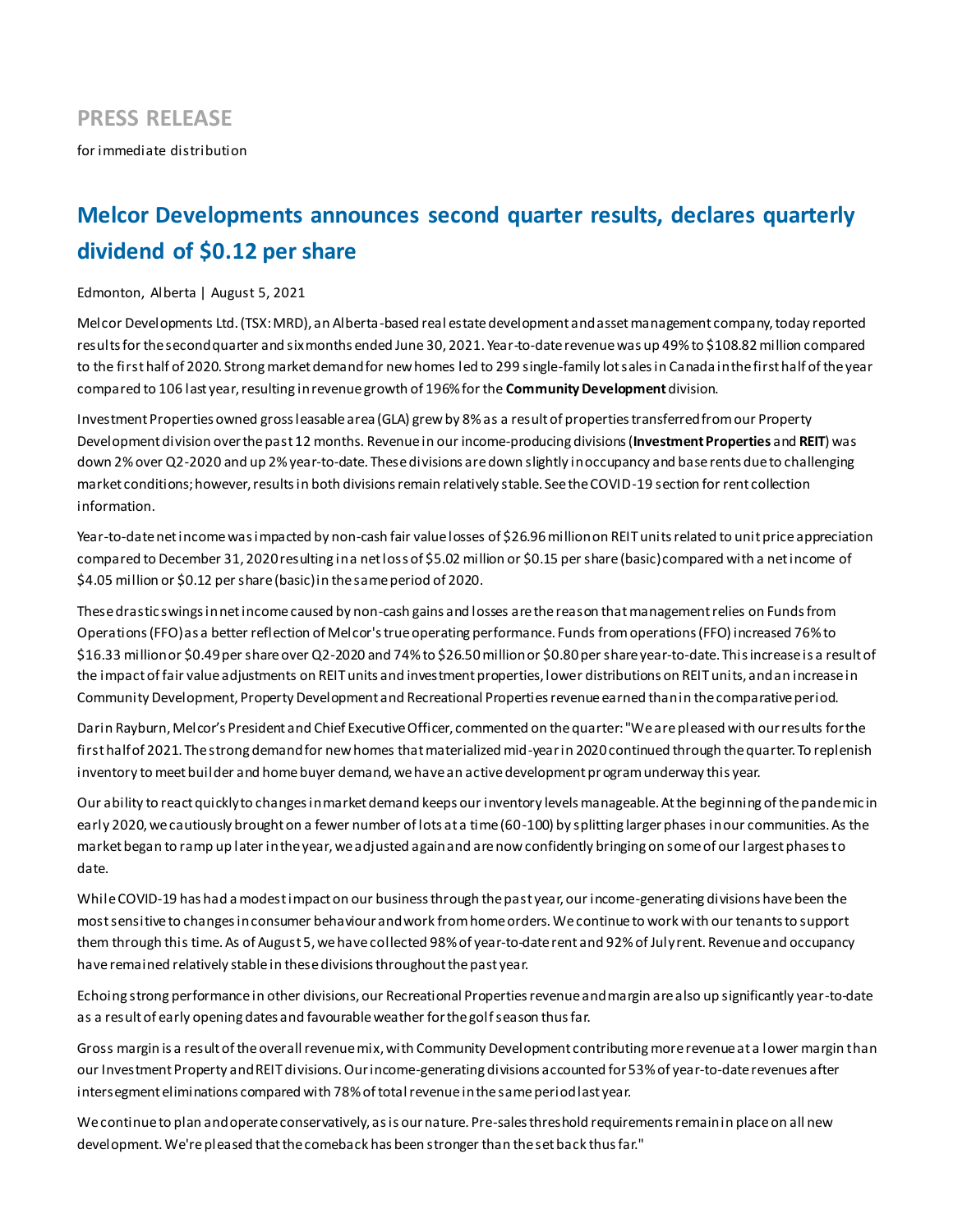**PRESS RELEASE**

for immediate distribution

# Melcor Developments announces second quarter results, declares quarterly dividend of $0.12 per share

Edmonton, Alberta | August 5, 2021

Melcor Developments Ltd. (TSX: MRD), an Alberta-based real estate development and asset management company, today reported results for the second quarter and six months ended June 30, 2021. Year-to-date revenue was up 49% to $108.82 million compared to the first half of 2020. Strong market demand for new homes led to 299 single-family lot sales in Canada in the first half of the year compared to 106 last year, resulting in revenue growth of 196% for the **Community Development** division.

Investment Properties owned gross leasable area (GLA) grew by 8% as a result of properties transferred from our Property Development division over the past 12 months. Revenue in our income-producing divisions (**Investment Properties** and **REIT**) was down 2% over Q2-2020 and up 2% year-to-date. These divisions are down slightly in occupancy and base rents due to challenging market conditions; however, results in both divisions remain relatively stable. See the COVID-19 section for rent collection information.

Year-to-date net income was impacted by non-cash fair value losses of $26.96 million on REIT units related to unit price appreciation compared to December 31, 2020 resulting in a net loss of $5.02 million or $0.15 per share (basic) compared with a net income of $4.05 million or $0.12 per share (basic) in the same period of 2020.

These drastic swings in net income caused by non-cash gains and losses are the reason that management relies on Funds from Operations (FFO) as a better reflection of Melcor's true operating performance. Funds from operations (FFO) increased 76% to $16.33 million or $0.49 per share over Q2-2020 and 74% to $26.50 million or $0.80 per share year-to-date. This increase is a result of the impact of fair value adjustments on REIT units and investment properties, lower distributions on REIT units, and an increase in Community Development, Property Development and Recreational Properties revenue earned than in the comparative period.

Darin Rayburn, Melcor's President and Chief Executive Officer, commented on the quarter: "We are pleased with our results for the first half of 2021. The strong demand for new homes that materialized mid-year in 2020 continued through the quarter. To replenish inventory to meet builder and home buyer demand, we have an active development program underway this year.

Our ability to react quickly to changes in market demand keeps our inventory levels manageable. At the beginning of the pandemic in early 2020, we cautiously brought on a fewer number of lots at a time (60-100) by splitting larger phases in our communities. As the market began to ramp up later in the year, we adjusted again and are now confidently bringing on some of our largest phases to date.

While COVID-19 has had a modest impact on our business through the past year, our income-generating divisions have been the most sensitive to changes in consumer behaviour and work from home orders. We continue to work with our tenants to support them through this time. As of August 5, we have collected 98% of year-to-date rent and 92% of July rent. Revenue and occupancy have remained relatively stable in these divisions throughout the past year.

Echoing strong performance in other divisions, our Recreational Properties revenue and margin are also up significantly year-to-date as a result of early opening dates and favourable weather for the golf season thus far.

Gross margin is a result of the overall revenue mix, with Community Development contributing more revenue at a lower margin than our Investment Property and REIT divisions. Our income-generating divisions accounted for 53% of year-to-date revenues after intersegment eliminations compared with 78% of total revenue in the same period last year.

We continue to plan and operate conservatively, as is our nature. Pre-sales threshold requirements remain in place on all new development. We're pleased that the comeback has been stronger than the set back thus far."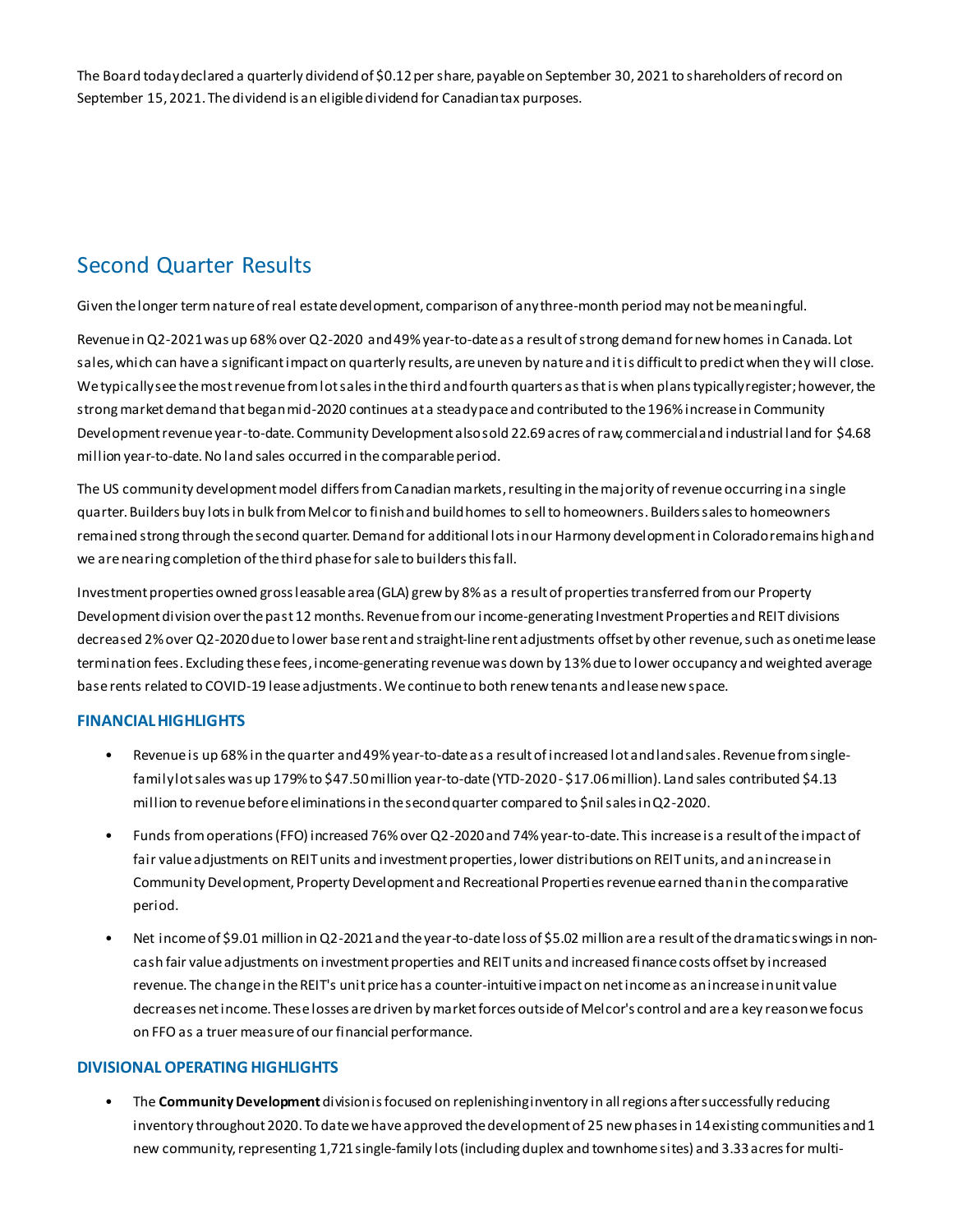The Board today declared a quarterly dividend of $0.12 per share, payable on September 30, 2021 to shareholders of record on September 15, 2021. The dividend is an eligible dividend for Canadian tax purposes.

# Second Quarter Results

Given the longer term nature of real estate development, comparison of any three-month period may not be meaningful.

Revenue in Q2-2021 was up 68% over Q2-2020 and 49% year-to-date as a result of strong demand for new homes in Canada. Lot sales, which can have a significant impact on quarterly results, are uneven by nature and it is difficult to predict when they will close. We typically see the most revenue from lot sales in the third and fourth quarters as that is when plans typically register; however, the strong market demand that began mid-2020 continues at a steady pace and contributed to the 196% increase in Community Development revenue year-to-date. Community Development also sold 22.69 acres of raw, commercial and industrial land for $4.68 million year-to-date. No land sales occurred in the comparable period.

The US community development model differs from Canadian markets, resulting in the majority of revenue occurring in a single quarter. Builders buy lots in bulk from Melcor to finish and build homes to sell to homeowners. Builders sales to homeowners remained strong through the second quarter. Demand for additional lots in our Harmony development in Colorado remains high and we are nearing completion of the third phase for sale to builders this fall.

Investment properties owned gross leasable area (GLA) grew by 8% as a result of properties transferred from our Property Development division over the past 12 months. Revenue from our income-generating Investment Properties and REIT divisions decreased 2% over Q2-2020 due to lower base rent and straight-line rent adjustments offset by other revenue, such as onetime lease termination fees. Excluding these fees, income-generating revenue was down by 13% due to lower occupancy and weighted average base rents related to COVID-19 lease adjustments. We continue to both renew tenants and lease new space.

### FINANCIAL HIGHLIGHTS

- Revenue is up 68% in the quarter and 49% year-to-date as a result of increased lot and land sales. Revenue from single-family lot sales was up 179% to $47.50 million year-to-date (YTD-2020 - $17.06 million). Land sales contributed $4.13 million to revenue before eliminations in the second quarter compared to $nil sales in Q2-2020.
- Funds from operations (FFO) increased 76% over Q2-2020 and 74% year-to-date. This increase is a result of the impact of fair value adjustments on REIT units and investment properties, lower distributions on REIT units, and an increase in Community Development, Property Development and Recreational Properties revenue earned than in the comparative period.
- Net income of $9.01 million in Q2-2021 and the year-to-date loss of $5.02 million are a result of the dramatic swings in non-cash fair value adjustments on investment properties and REIT units and increased finance costs offset by increased revenue. The change in the REIT's unit price has a counter-intuitive impact on net income as an increase in unit value decreases net income. These losses are driven by market forces outside of Melcor's control and are a key reason we focus on FFO as a truer measure of our financial performance.

### DIVISIONAL OPERATING HIGHLIGHTS

- The **Community Development** division is focused on replenishing inventory in all regions after successfully reducing inventory throughout 2020. To date we have approved the development of 25 new phases in 14 existing communities and 1 new community, representing 1,721 single-family lots (including duplex and townhome sites) and 3.33 acres for multi-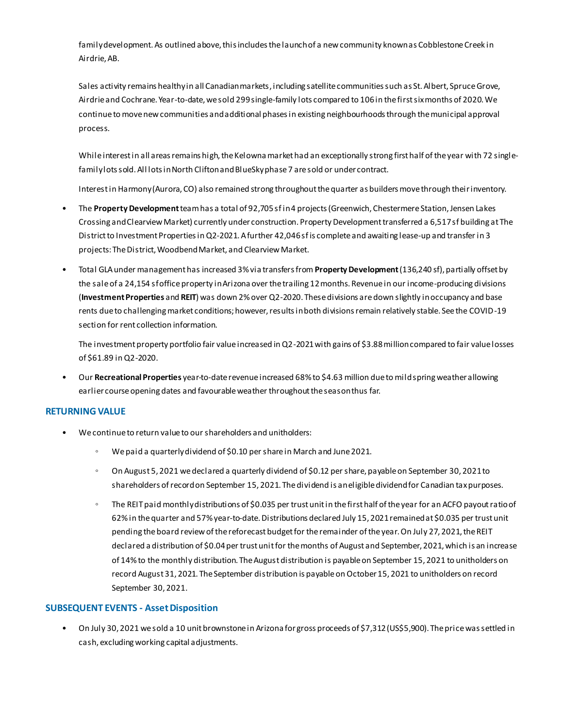family development. As outlined above, this includes the launch of a new community known as Cobblestone Creek in Airdrie, AB.

Sales activity remains healthy in all Canadian markets, including satellite communities such as St. Albert, Spruce Grove, Airdrie and Cochrane. Year-to-date, we sold 299 single-family lots compared to 106 in the first six months of 2020. We continue to move new communities and additional phases in existing neighbourhoods through the municipal approval process.

While interest in all areas remains high, the Kelowna market had an exceptionally strong first half of the year with 72 single-family lots sold. All lots in North Clifton and BlueSky phase 7 are sold or under contract.

Interest in Harmony (Aurora, CO) also remained strong throughout the quarter as builders move through their inventory.

- The **Property Development** team has a total of 92,705 sf in 4 projects (Greenwich, Chestermere Station, Jensen Lakes Crossing and Clearview Market) currently under construction. Property Development transferred a 6,517 sf building at The District to Investment Properties in Q2-2021. A further 42,046 sf is complete and awaiting lease-up and transfer in 3 projects: The District, Woodbend Market, and Clearview Market.
- Total GLA under management has increased 3% via transfers from **Property Development** (136,240 sf), partially offset by the sale of a 24,154 sf office property in Arizona over the trailing 12 months. Revenue in our income-producing divisions (**Investment Properties** and **REIT**) was down 2% over Q2-2020. These divisions are down slightly in occupancy and base rents due to challenging market conditions; however, results in both divisions remain relatively stable. See the COVID-19 section for rent collection information.

  The investment property portfolio fair value increased in Q2-2021 with gains of $3.88 million compared to fair value losses of $61.89 in Q2-2020.
- Our **Recreational Properties** year-to-date revenue increased 68% to $4.63 million due to mild spring weather allowing earlier course opening dates and favourable weather throughout the season thus far.

## RETURNING VALUE

- We continue to return value to our shareholders and unitholders:
  - We paid a quarterly dividend of $0.10 per share in March and June 2021.
  - On August 5, 2021 we declared a quarterly dividend of $0.12 per share, payable on September 30, 2021 to shareholders of record on September 15, 2021. The dividend is an eligible dividend for Canadian tax purposes.
  - The REIT paid monthly distributions of $0.035 per trust unit in the first half of the year for an ACFO payout ratio of 62% in the quarter and 57% year-to-date. Distributions declared July 15, 2021 remained at $0.035 per trust unit pending the board review of the reforecast budget for the remainder of the year. On July 27, 2021, the REIT declared a distribution of $0.04 per trust unit for the months of August and September, 2021, which is an increase of 14% to the monthly distribution. The August distribution is payable on September 15, 2021 to unitholders on record August 31, 2021. The September distribution is payable on October 15, 2021 to unitholders on record September 30, 2021.

## SUBSEQUENT EVENTS - Asset Disposition

- On July 30, 2021 we sold a 10 unit brownstone in Arizona for gross proceeds of $7,312 (US$5,900). The price was settled in cash, excluding working capital adjustments.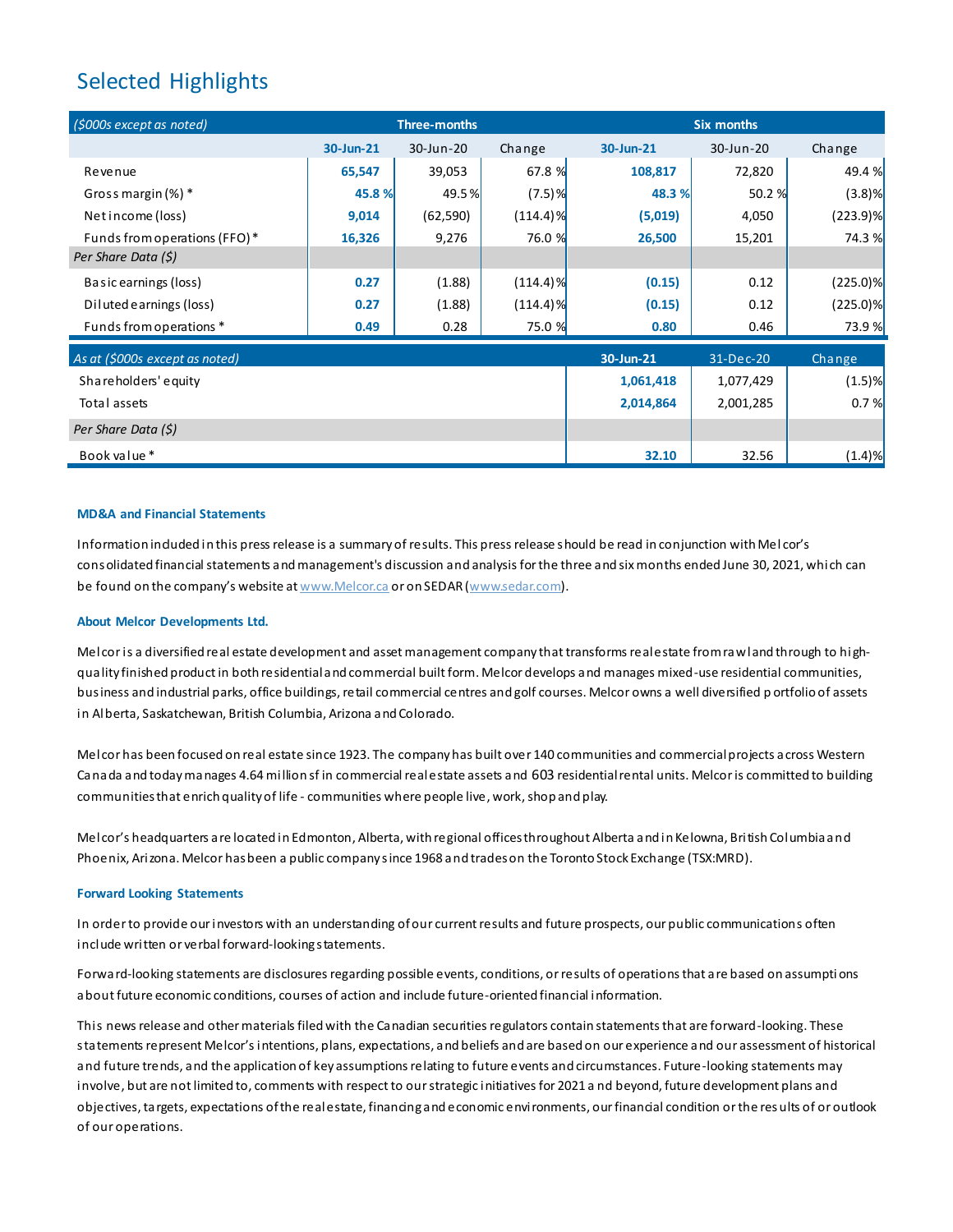## Selected Highlights

| *($000s except as noted)* | Three-months | | | Six months | | |
|---|---|---|---|---|---|---|
| | **30-Jun-21** | 30-Jun-20 | Change | **30-Jun-21** | 30-Jun-20 | Change |
| Revenue | **65,547** | 39,053 | 67.8 % | **108,817** | 72,820 | 49.4 % |
| Gross margin (%) * | **45.8 %** | 49.5 % | (7.5)% | **48.3 %** | 50.2 % | (3.8)% |
| Net income (loss) | **9,014** | (62,590) | (114.4)% | **(5,019)** | 4,050 | (223.9)% |
| Funds from operations (FFO) * | **16,326** | 9,276 | 76.0 % | **26,500** | 15,201 | 74.3 % |
| *Per Share Data ($)* | | | | | | |
| Basic earnings (loss) | **0.27** | (1.88) | (114.4)% | **(0.15)** | 0.12 | (225.0)% |
| Diluted earnings (loss) | **0.27** | (1.88) | (114.4)% | **(0.15)** | 0.12 | (225.0)% |
| Funds from operations * | **0.49** | 0.28 | 75.0 % | **0.80** | 0.46 | 73.9 % |

| *As at ($000s except as noted)* | **30-Jun-21** | 31-Dec-20 | Change |
|---|---|---|---|
| Shareholders' equity | **1,061,418** | 1,077,429 | (1.5)% |
| Total assets | **2,014,864** | 2,001,285 | 0.7 % |
| *Per Share Data ($)* | | | |
| Book value * | **32.10** | 32.56 | (1.4)% |

#### MD&A and Financial Statements

Information included in this press release is a summary of results. This press release should be read in conjunction with Melcor's consolidated financial statements and management's discussion and analysis for the three and six months ended June 30, 2021, which can be found on the company's website at www.Melcor.ca or on SEDAR (www.sedar.com).

#### About Melcor Developments Ltd.

Melcor is a diversified real estate development and asset management company that transforms real estate from raw land through to high-quality finished product in both residential and commercial built form. Melcor develops and manages mixed-use residential communities, business and industrial parks, office buildings, retail commercial centres and golf courses. Melcor owns a well diversified portfolio of assets in Alberta, Saskatchewan, British Columbia, Arizona and Colorado.

Melcor has been focused on real estate since 1923. The company has built over 140 communities and commercial projects across Western Canada and today manages 4.64 million sf in commercial real estate assets and 603 residential rental units. Melcor is committed to building communities that enrich quality of life - communities where people live, work, shop and play.

Melcor's headquarters are located in Edmonton, Alberta, with regional offices throughout Alberta and in Kelowna, British Columbia and Phoenix, Arizona. Melcor has been a public company since 1968 and trades on the Toronto Stock Exchange (TSX:MRD).

#### Forward Looking Statements

In order to provide our investors with an understanding of our current results and future prospects, our public communications often include written or verbal forward-looking statements.

Forward-looking statements are disclosures regarding possible events, conditions, or results of operations that are based on assumptions about future economic conditions, courses of action and include future-oriented financial information.

This news release and other materials filed with the Canadian securities regulators contain statements that are forward-looking. These statements represent Melcor's intentions, plans, expectations, and beliefs and are based on our experience and our assessment of historical and future trends, and the application of key assumptions relating to future events and circumstances. Future-looking statements may involve, but are not limited to, comments with respect to our strategic initiatives for 2021 and beyond, future development plans and objectives, targets, expectations of the real estate, financing and economic environments, our financial condition or the results of or outlook of our operations.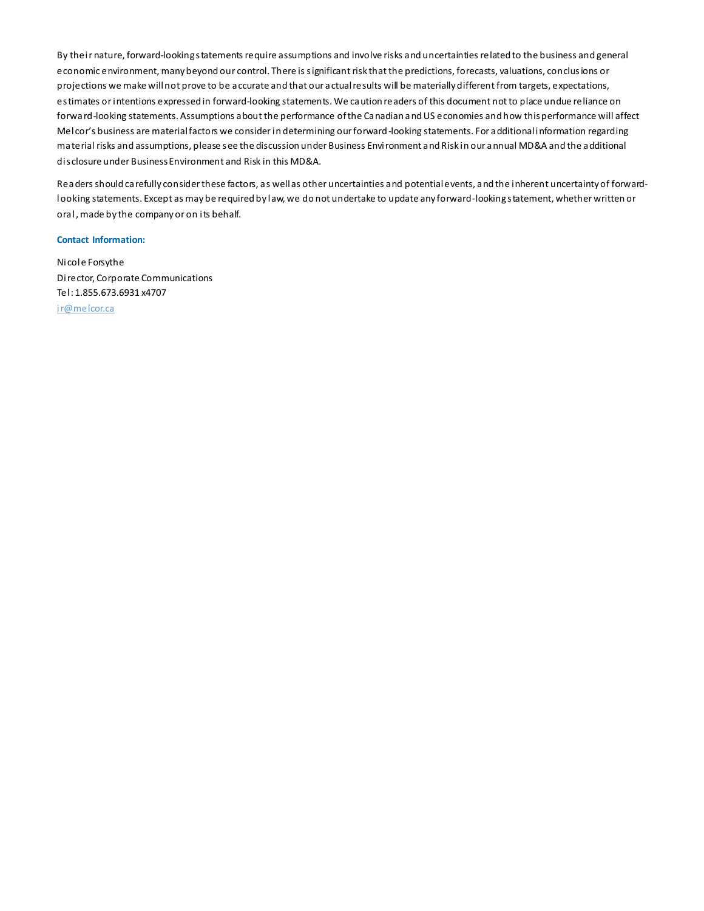By their nature, forward-looking statements require assumptions and involve risks and uncertainties related to the business and general economic environment, many beyond our control. There is significant risk that the predictions, forecasts, valuations, conclusions or projections we make will not prove to be accurate and that our actual results will be materially different from targets, expectations, estimates or intentions expressed in forward-looking statements. We caution readers of this document not to place undue reliance on forward-looking statements. Assumptions about the performance of the Canadian and US economies and how this performance will affect Melcor's business are material factors we consider in determining our forward-looking statements. For additional information regarding material risks and assumptions, please see the discussion under Business Environment and Risk in our annual MD&A and the additional disclosure under Business Environment and Risk in this MD&A.

Readers should carefully consider these factors, as well as other uncertainties and potential events, and the inherent uncertainty of forward-looking statements. Except as may be required by law, we do not undertake to update any forward-looking statement, whether written or oral, made by the company or on its behalf.

**Contact Information:**

Nicole Forsythe
Director, Corporate Communications
Tel: 1.855.673.6931 x4707
ir@melcor.ca